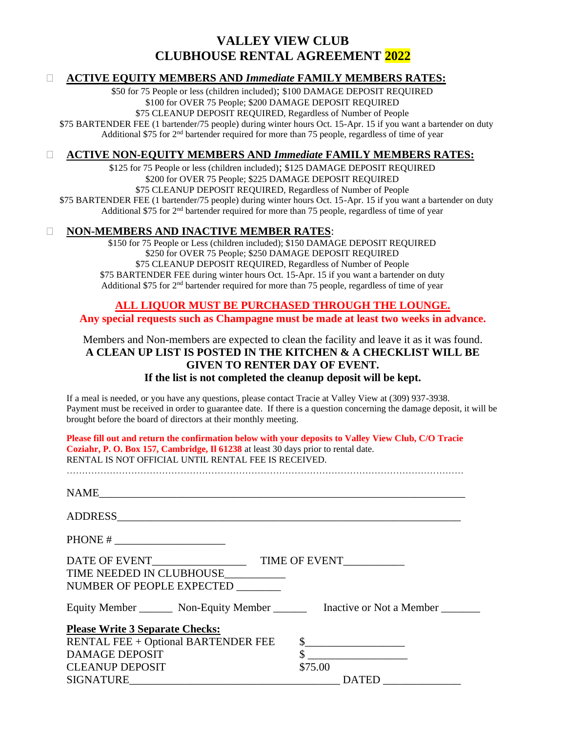# VALLEY VIEW CLUB
# CLUBHOUSE RENTAL AGREEMENT 2022

☐ **ACTIVE EQUITY MEMBERS AND *Immediate* FAMILY MEMBERS RATES:**

$50 for 75 People or less (children included); $100 DAMAGE DEPOSIT REQUIRED
$100 for OVER 75 People; $200 DAMAGE DEPOSIT REQUIRED
$75 CLEANUP DEPOSIT REQUIRED, Regardless of Number of People
$75 BARTENDER FEE (1 bartender/75 people) during winter hours Oct. 15-Apr. 15 if you want a bartender on duty
Additional $75 for 2nd bartender required for more than 75 people, regardless of time of year

☐ **ACTIVE NON-EQUITY MEMBERS AND *Immediate* FAMILY MEMBERS RATES:**

$125 for 75 People or less (children included); $125 DAMAGE DEPOSIT REQUIRED
$200 for OVER 75 People; $225 DAMAGE DEPOSIT REQUIRED
$75 CLEANUP DEPOSIT REQUIRED, Regardless of Number of People
$75 BARTENDER FEE (1 bartender/75 people) during winter hours Oct. 15-Apr. 15 if you want a bartender on duty
Additional $75 for 2nd bartender required for more than 75 people, regardless of time of year

☐ **NON-MEMBERS AND INACTIVE MEMBER RATES**:

$150 for 75 People or Less (children included); $150 DAMAGE DEPOSIT REQUIRED
$250 for OVER 75 People; $250 DAMAGE DEPOSIT REQUIRED
$75 CLEANUP DEPOSIT REQUIRED, Regardless of Number of People
$75 BARTENDER FEE during winter hours Oct. 15-Apr. 15 if you want a bartender on duty
Additional $75 for 2nd bartender required for more than 75 people, regardless of time of year

**ALL LIQUOR MUST BE PURCHASED THROUGH THE LOUNGE.**
**Any special requests such as Champagne must be made at least two weeks in advance.**

Members and Non-members are expected to clean the facility and leave it as it was found.
**A CLEAN UP LIST IS POSTED IN THE KITCHEN & A CHECKLIST WILL BE GIVEN TO RENTER DAY OF EVENT.**
**If the list is not completed the cleanup deposit will be kept.**

If a meal is needed, or you have any questions, please contact Tracie at Valley View at (309) 937-3938.
Payment must be received in order to guarantee date. If there is a question concerning the damage deposit, it will be brought before the board of directors at their monthly meeting.

**Please fill out and return the confirmation below with your deposits to Valley View Club, C/O Tracie Coziahr, P. O. Box 157, Cambridge, Il 61238** at least 30 days prior to rental date.
RENTAL IS NOT OFFICIAL UNTIL RENTAL FEE IS RECEIVED.

……………………………………………………………………………………………………………

NAME_______________________________________________________________________

ADDRESS_____________________________________________________________________

PHONE # ____________________

DATE OF EVENT________________ TIME OF EVENT__________
TIME NEEDED IN CLUBHOUSE__________
NUMBER OF PEOPLE EXPECTED ________

Equity Member ______ Non-Equity Member ______ Inactive or Not a Member _______

**Please Write 3 Separate Checks:**

RENTAL FEE + Optional BARTENDER FEE $_________________
DAMAGE DEPOSIT $ _________________
CLEANUP DEPOSIT $75.00
SIGNATURE____________________________________ DATED _____________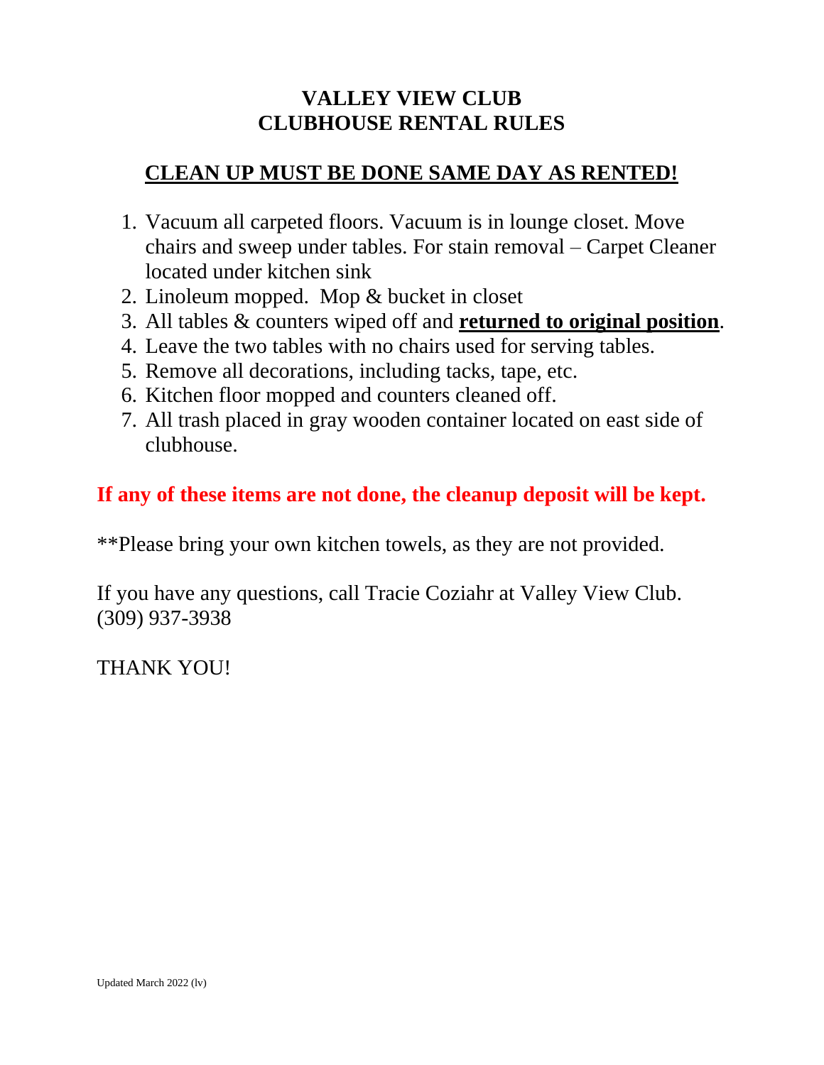# VALLEY VIEW CLUB
# CLUBHOUSE RENTAL RULES

## CLEAN UP MUST BE DONE SAME DAY AS RENTED!

1. Vacuum all carpeted floors. Vacuum is in lounge closet. Move chairs and sweep under tables. For stain removal – Carpet Cleaner located under kitchen sink
2. Linoleum mopped. Mop & bucket in closet
3. All tables & counters wiped off and **returned to original position**.
4. Leave the two tables with no chairs used for serving tables.
5. Remove all decorations, including tacks, tape, etc.
6. Kitchen floor mopped and counters cleaned off.
7. All trash placed in gray wooden container located on east side of clubhouse.

**If any of these items are not done, the cleanup deposit will be kept.**

**Please bring your own kitchen towels, as they are not provided.

If you have any questions, call Tracie Coziahr at Valley View Club.
(309) 937-3938

THANK YOU!

Updated March 2022 (lv)